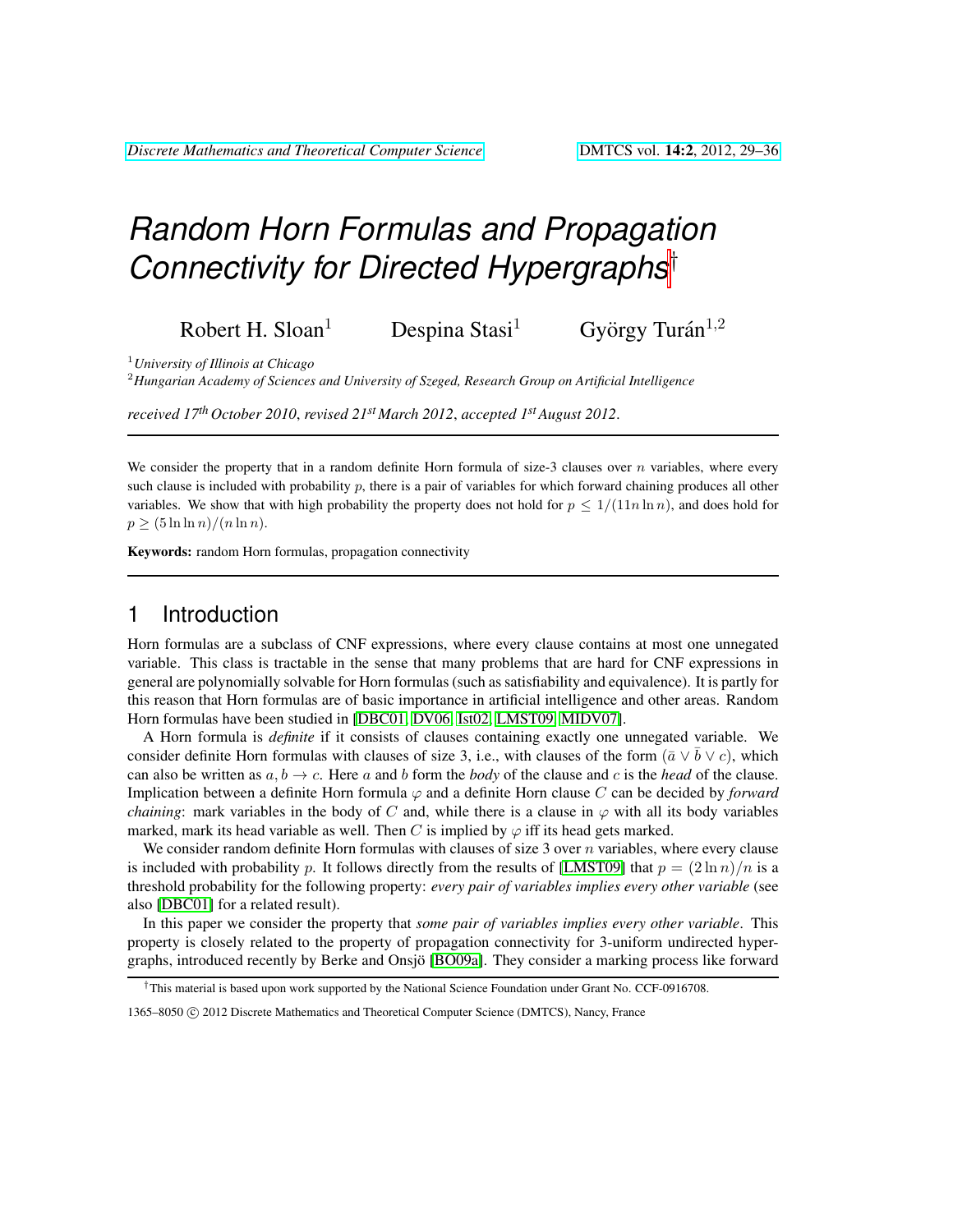# Random Horn Formulas and Propagation Connectivity for Directed Hypergraphs[†]

Robert H. Sloan[1] Despina Stasi[1] György Turán[1,2]

[1] *University of Illinois at Chicago*

[2] *Hungarian Academy of Sciences and University of Szeged, Research Group on Artificial Intelligence*

*received 17th October 2010, revised 21st March 2012, accepted 1st August 2012.*

---

We consider the property that in a random definite Horn formula of size-3 clauses over $n$ variables, where every such clause is included with probability $p$, there is a pair of variables for which forward chaining produces all other variables. We show that with high probability the property does not hold for $p \leq 1/(11n \ln n)$, and does hold for $p \geq (5 \ln \ln n)/(n \ln n)$.

**Keywords:** random Horn formulas, propagation connectivity

---

## 1 Introduction

Horn formulas are a subclass of CNF expressions, where every clause contains at most one unnegated variable. This class is tractable in the sense that many problems that are hard for CNF expressions in general are polynomially solvable for Horn formulas (such as satisfiability and equivalence). It is partly for this reason that Horn formulas are of basic importance in artificial intelligence and other areas. Random Horn formulas have been studied in [DBC01, DV06, Ist02, LMST09, MIDV07].

A Horn formula is *definite* if it consists of clauses containing exactly one unnegated variable. We consider definite Horn formulas with clauses of size 3, i.e., with clauses of the form $(\bar{a} \vee \bar{b} \vee c)$, which can also be written as $a, b \to c$. Here $a$ and $b$ form the *body* of the clause and $c$ is the *head* of the clause. Implication between a definite Horn formula $\varphi$ and a definite Horn clause $C$ can be decided by *forward chaining*: mark variables in the body of $C$ and, while there is a clause in $\varphi$ with all its body variables marked, mark its head variable as well. Then $C$ is implied by $\varphi$ iff its head gets marked.

We consider random definite Horn formulas with clauses of size 3 over $n$ variables, where every clause is included with probability $p$. It follows directly from the results of [LMST09] that $p = (2 \ln n)/n$ is a threshold probability for the following property: *every pair of variables implies every other variable* (see also [DBC01] for a related result).

In this paper we consider the property that *some pair of variables implies every other variable*. This property is closely related to the property of propagation connectivity for 3-uniform undirected hypergraphs, introduced recently by Berke and Onsjö [BO09a]. They consider a marking process like forward

---

[†]This material is based upon work supported by the National Science Foundation under Grant No. CCF-0916708.

1365–8050 © 2012 Discrete Mathematics and Theoretical Computer Science (DMTCS), Nancy, France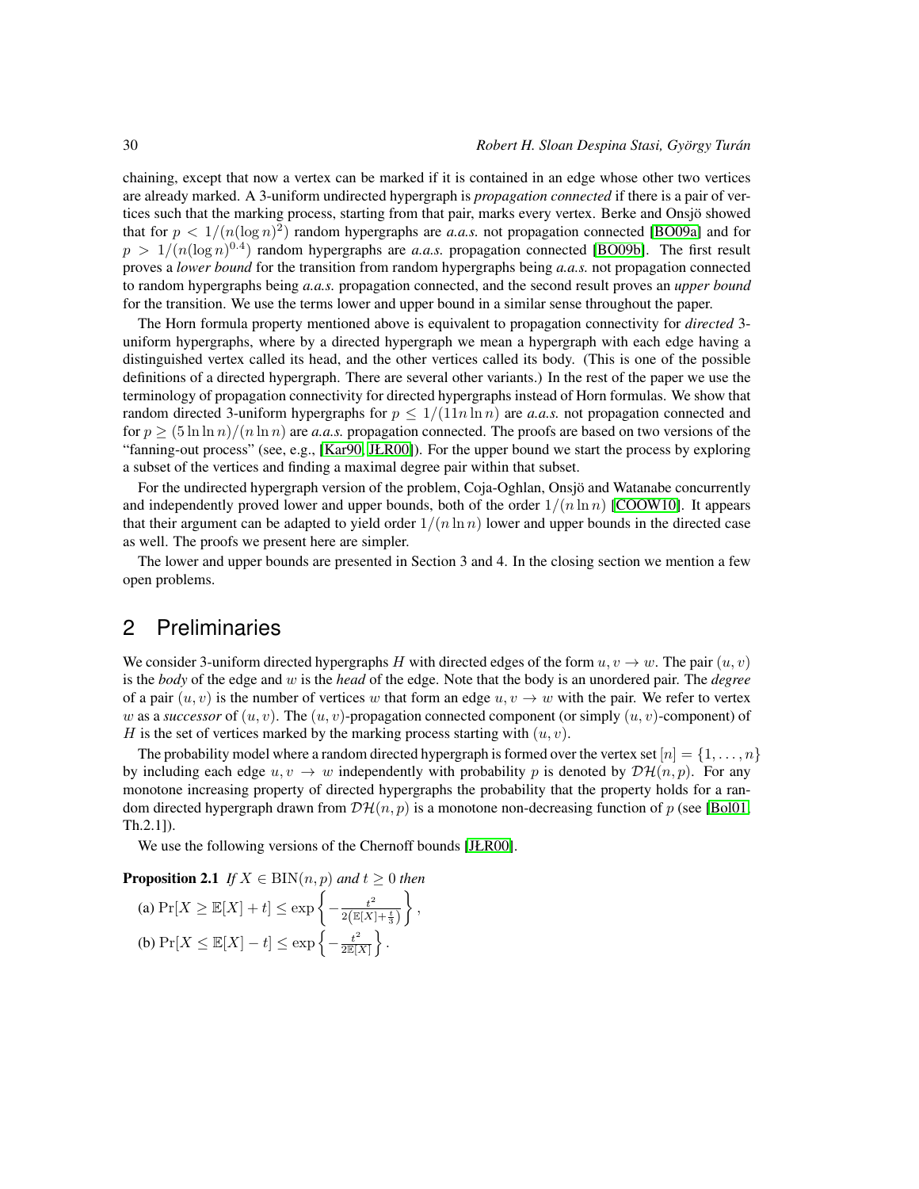chaining, except that now a vertex can be marked if it is contained in an edge whose other two vertices are already marked. A 3-uniform undirected hypergraph is *propagation connected* if there is a pair of vertices such that the marking process, starting from that pair, marks every vertex. Berke and Onsjö showed that for $p < 1/(n(\log n)^2)$ random hypergraphs are *a.a.s.* not propagation connected [BO09a] and for $p > 1/(n(\log n)^{0.4})$ random hypergraphs are *a.a.s.* propagation connected [BO09b]. The first result proves a *lower bound* for the transition from random hypergraphs being *a.a.s.* not propagation connected to random hypergraphs being *a.a.s.* propagation connected, and the second result proves an *upper bound* for the transition. We use the terms lower and upper bound in a similar sense throughout the paper.

The Horn formula property mentioned above is equivalent to propagation connectivity for *directed* 3-uniform hypergraphs, where by a directed hypergraph we mean a hypergraph with each edge having a distinguished vertex called its head, and the other vertices called its body. (This is one of the possible definitions of a directed hypergraph. There are several other variants.) In the rest of the paper we use the terminology of propagation connectivity for directed hypergraphs instead of Horn formulas. We show that random directed 3-uniform hypergraphs for $p \leq 1/(11n \ln n)$ are *a.a.s.* not propagation connected and for $p \geq (5 \ln \ln n)/(n \ln n)$ are *a.a.s.* propagation connected. The proofs are based on two versions of the "fanning-out process" (see, e.g., [Kar90, JŁR00]). For the upper bound we start the process by exploring a subset of the vertices and finding a maximal degree pair within that subset.

For the undirected hypergraph version of the problem, Coja-Oghlan, Onsjö and Watanabe concurrently and independently proved lower and upper bounds, both of the order $1/(n \ln n)$ [COOW10]. It appears that their argument can be adapted to yield order $1/(n \ln n)$ lower and upper bounds in the directed case as well. The proofs we present here are simpler.

The lower and upper bounds are presented in Section 3 and 4. In the closing section we mention a few open problems.

## 2 Preliminaries

We consider 3-uniform directed hypergraphs $H$ with directed edges of the form $u, v \to w$. The pair $(u, v)$ is the *body* of the edge and $w$ is the *head* of the edge. Note that the body is an unordered pair. The *degree* of a pair $(u, v)$ is the number of vertices $w$ that form an edge $u, v \to w$ with the pair. We refer to vertex $w$ as a *successor* of $(u, v)$. The $(u, v)$-propagation connected component (or simply $(u, v)$-component) of $H$ is the set of vertices marked by the marking process starting with $(u, v)$.

The probability model where a random directed hypergraph is formed over the vertex set $[n] = \{1, \ldots, n\}$ by including each edge $u, v \to w$ independently with probability $p$ is denoted by $\mathcal{DH}(n, p)$. For any monotone increasing property of directed hypergraphs the probability that the property holds for a random directed hypergraph drawn from $\mathcal{DH}(n, p)$ is a monotone non-decreasing function of $p$ (see [Bol01, Th.2.1]).

We use the following versions of the Chernoff bounds [JŁR00].

**Proposition 2.1** *If $X \in \mathrm{BIN}(n, p)$ and $t \geq 0$ then*

(a) $\Pr[X \geq \mathbb{E}[X] + t] \leq \exp\left\{-\frac{t^2}{2\left(\mathbb{E}[X] + \frac{t}{3}\right)}\right\}$,

(b) $\Pr[X \leq \mathbb{E}[X] - t] \leq \exp\left\{-\frac{t^2}{2\mathbb{E}[X]}\right\}$.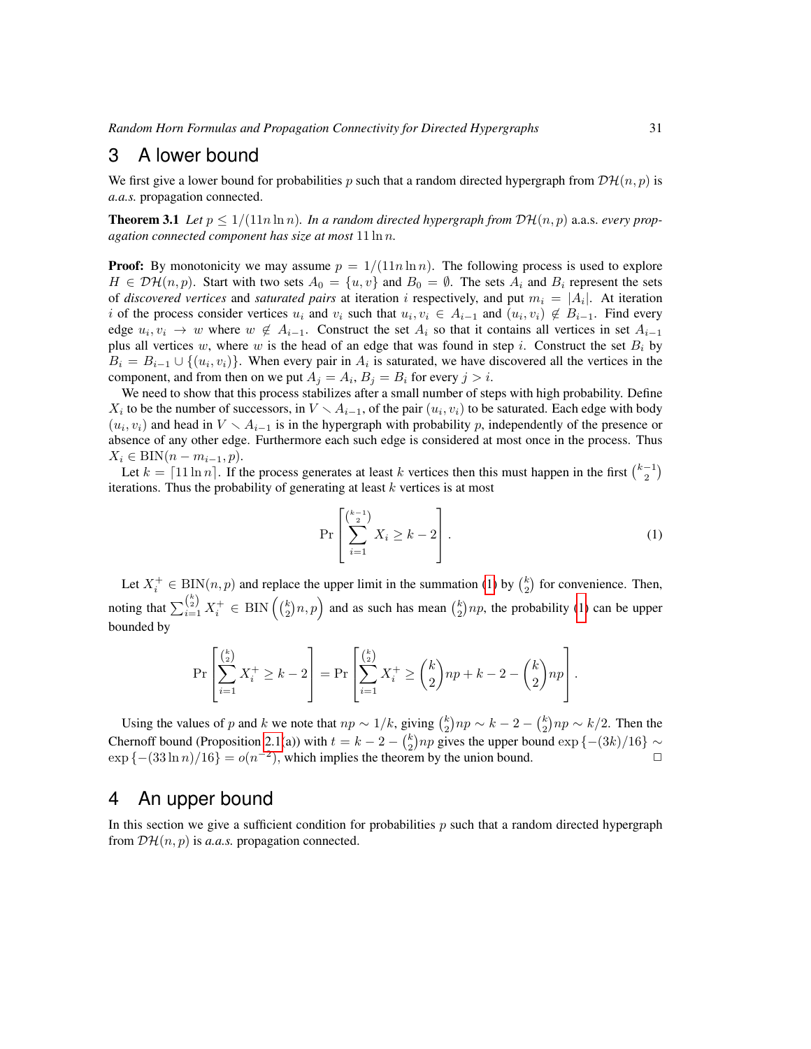## 3 A lower bound

We first give a lower bound for probabilities $p$ such that a random directed hypergraph from $\mathcal{DH}(n,p)$ is *a.a.s.* propagation connected.

**Theorem 3.1** *Let $p \leq 1/(11n \ln n)$. In a random directed hypergraph from $\mathcal{DH}(n,p)$* a.a.s. *every propagation connected component has size at most $11 \ln n$.*

**Proof:** By monotonicity we may assume $p = 1/(11n \ln n)$. The following process is used to explore $H \in \mathcal{DH}(n,p)$. Start with two sets $A_0 = \{u, v\}$ and $B_0 = \emptyset$. The sets $A_i$ and $B_i$ represent the sets of *discovered vertices* and *saturated pairs* at iteration $i$ respectively, and put $m_i = |A_i|$. At iteration $i$ of the process consider vertices $u_i$ and $v_i$ such that $u_i, v_i \in A_{i-1}$ and $(u_i, v_i) \notin B_{i-1}$. Find every edge $u_i, v_i \to w$ where $w \notin A_{i-1}$. Construct the set $A_i$ so that it contains all vertices in set $A_{i-1}$ plus all vertices $w$, where $w$ is the head of an edge that was found in step $i$. Construct the set $B_i$ by $B_i = B_{i-1} \cup \{(u_i, v_i)\}$. When every pair in $A_i$ is saturated, we have discovered all the vertices in the component, and from then on we put $A_j = A_i$, $B_j = B_i$ for every $j > i$.

We need to show that this process stabilizes after a small number of steps with high probability. Define $X_i$ to be the number of successors, in $V \setminus A_{i-1}$, of the pair $(u_i, v_i)$ to be saturated. Each edge with body $(u_i, v_i)$ and head in $V \setminus A_{i-1}$ is in the hypergraph with probability $p$, independently of the presence or absence of any other edge. Furthermore each such edge is considered at most once in the process. Thus $X_i \in \mathrm{BIN}(n - m_{i-1}, p)$.

Let $k = \lceil 11 \ln n \rceil$. If the process generates at least $k$ vertices then this must happen in the first $\binom{k-1}{2}$ iterations. Thus the probability of generating at least $k$ vertices is at most

$$\Pr\left[\sum_{i=1}^{\binom{k-1}{2}} X_i \geq k - 2\right]. \tag{1}$$

Let $X_i^+ \in \mathrm{BIN}(n,p)$ and replace the upper limit in the summation (1) by $\binom{k}{2}$ for convenience. Then, noting that $\sum_{i=1}^{\binom{k}{2}} X_i^+ \in \mathrm{BIN}\left(\binom{k}{2}n, p\right)$ and as such has mean $\binom{k}{2}np$, the probability (1) can be upper bounded by

$$\Pr\left[\sum_{i=1}^{\binom{k}{2}} X_i^+ \geq k - 2\right] = \Pr\left[\sum_{i=1}^{\binom{k}{2}} X_i^+ \geq \binom{k}{2}np + k - 2 - \binom{k}{2}np\right].$$

Using the values of $p$ and $k$ we note that $np \sim 1/k$, giving $\binom{k}{2}np \sim k - 2 - \binom{k}{2}np \sim k/2$. Then the Chernoff bound (Proposition 2.1(a)) with $t = k - 2 - \binom{k}{2}np$ gives the upper bound $\exp\{-(3k)/16\} \sim \exp\{-(33 \ln n)/16\} = o(n^{-2})$, which implies the theorem by the union bound. $\square$

## 4 An upper bound

In this section we give a sufficient condition for probabilities $p$ such that a random directed hypergraph from $\mathcal{DH}(n,p)$ is *a.a.s.* propagation connected.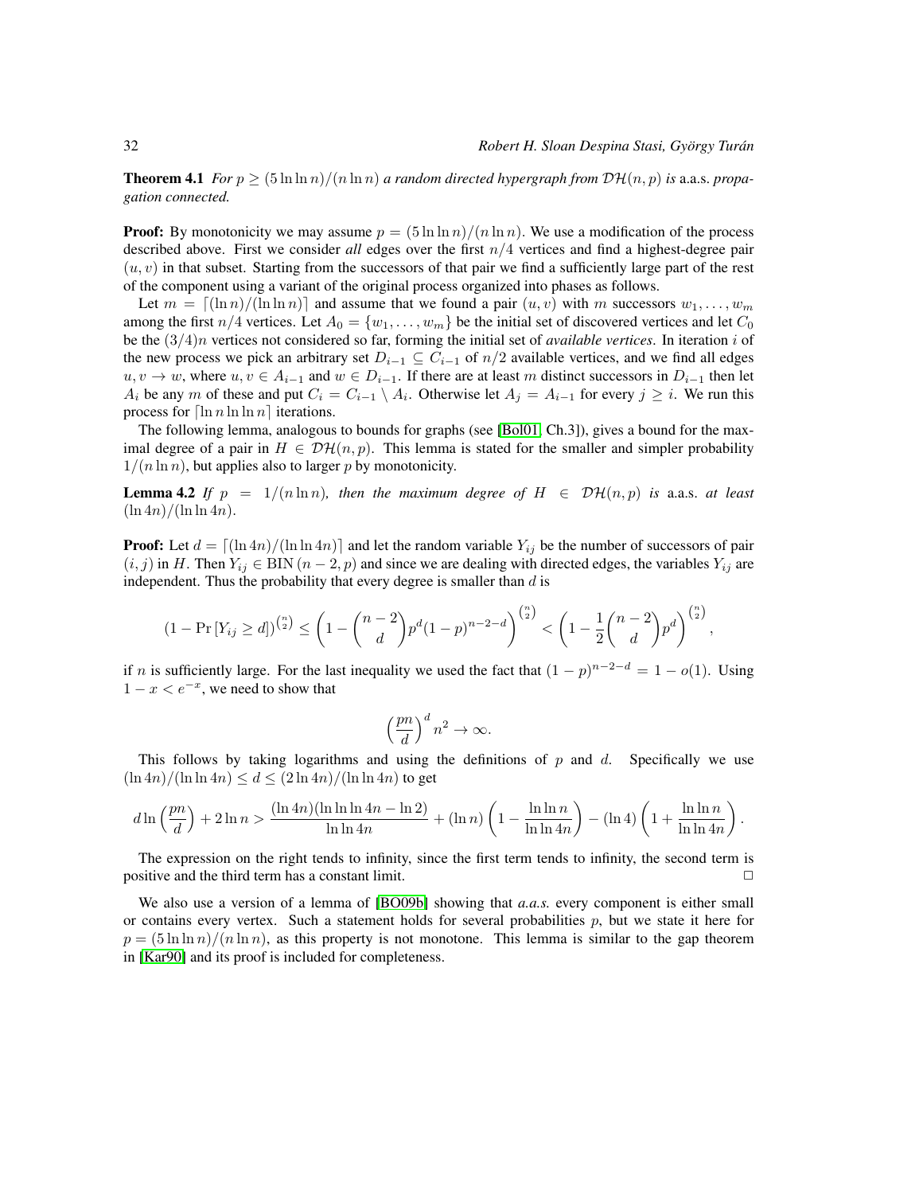**Theorem 4.1** *For $p \geq (5 \ln \ln n)/(n \ln n)$ a random directed hypergraph from $\mathcal{DH}(n,p)$ is* a.a.s. *propagation connected.*

**Proof:** By monotonicity we may assume $p = (5 \ln \ln n)/(n \ln n)$. We use a modification of the process described above. First we consider *all* edges over the first $n/4$ vertices and find a highest-degree pair $(u, v)$ in that subset. Starting from the successors of that pair we find a sufficiently large part of the rest of the component using a variant of the original process organized into phases as follows.

Let $m = \lceil (\ln n)/(\ln \ln n) \rceil$ and assume that we found a pair $(u, v)$ with $m$ successors $w_1, \ldots, w_m$ among the first $n/4$ vertices. Let $A_0 = \{w_1, \ldots, w_m\}$ be the initial set of discovered vertices and let $C_0$ be the $(3/4)n$ vertices not considered so far, forming the initial set of *available vertices*. In iteration $i$ of the new process we pick an arbitrary set $D_{i-1} \subseteq C_{i-1}$ of $n/2$ available vertices, and we find all edges $u, v \to w$, where $u, v \in A_{i-1}$ and $w \in D_{i-1}$. If there are at least $m$ distinct successors in $D_{i-1}$ then let $A_i$ be any $m$ of these and put $C_i = C_{i-1} \setminus A_i$. Otherwise let $A_j = A_{i-1}$ for every $j \geq i$. We run this process for $\lceil \ln n \ln \ln n \rceil$ iterations.

The following lemma, analogous to bounds for graphs (see [Bol01, Ch.3]), gives a bound for the maximal degree of a pair in $H \in \mathcal{DH}(n,p)$. This lemma is stated for the smaller and simpler probability $1/(n \ln n)$, but applies also to larger $p$ by monotonicity.

**Lemma 4.2** *If $p = 1/(n \ln n)$, then the maximum degree of $H \in \mathcal{DH}(n,p)$ is* a.a.s. *at least $(\ln 4n)/(\ln \ln 4n)$.*

**Proof:** Let $d = \lceil (\ln 4n)/(\ln \ln 4n) \rceil$ and let the random variable $Y_{ij}$ be the number of successors of pair $(i, j)$ in $H$. Then $Y_{ij} \in \text{BIN}\,(n-2, p)$ and since we are dealing with directed edges, the variables $Y_{ij}$ are independent. Thus the probability that every degree is smaller than $d$ is

$$
(1 - \Pr[Y_{ij} \geq d])^{\binom{n}{2}} \leq \left(1 - \binom{n-2}{d} p^d (1-p)^{n-2-d}\right)^{\binom{n}{2}} < \left(1 - \frac{1}{2}\binom{n-2}{d} p^d\right)^{\binom{n}{2}},
$$

if $n$ is sufficiently large. For the last inequality we used the fact that $(1-p)^{n-2-d} = 1 - o(1)$. Using $1 - x < e^{-x}$, we need to show that

$$
\left(\frac{pn}{d}\right)^d n^2 \to \infty.
$$

This follows by taking logarithms and using the definitions of $p$ and $d$. Specifically we use $(\ln 4n)/(\ln \ln 4n) \leq d \leq (2 \ln 4n)/(\ln \ln 4n)$ to get

$$
d \ln\left(\frac{pn}{d}\right) + 2 \ln n > \frac{(\ln 4n)(\ln \ln \ln 4n - \ln 2)}{\ln \ln 4n} + (\ln n)\left(1 - \frac{\ln \ln n}{\ln \ln 4n}\right) - (\ln 4)\left(1 + \frac{\ln \ln n}{\ln \ln 4n}\right).
$$

The expression on the right tends to infinity, since the first term tends to infinity, the second term is positive and the third term has a constant limit. $\square$

We also use a version of a lemma of [BO09b] showing that *a.a.s.* every component is either small or contains every vertex. Such a statement holds for several probabilities $p$, but we state it here for $p = (5 \ln \ln n)/(n \ln n)$, as this property is not monotone. This lemma is similar to the gap theorem in [Kar90] and its proof is included for completeness.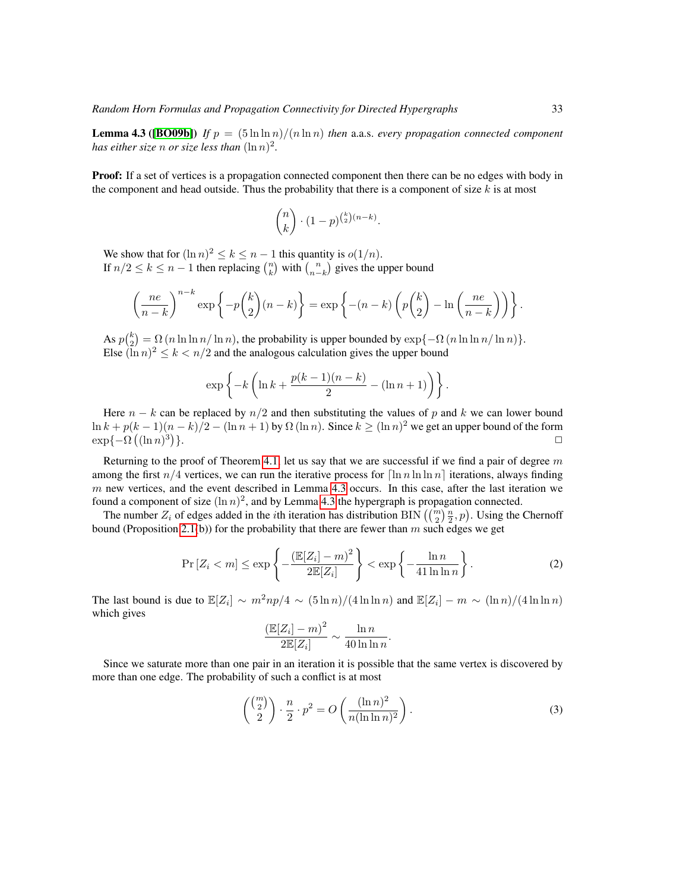**Lemma 4.3 ([BO09b])** *If $p = (5 \ln \ln n)/(n \ln n)$ then* a.a.s. *every propagation connected component has either size $n$ or size less than $(\ln n)^2$.*

**Proof:** If a set of vertices is a propagation connected component then there can be no edges with body in the component and head outside. Thus the probability that there is a component of size $k$ is at most

$$\binom{n}{k} \cdot (1-p)^{\binom{k}{2}(n-k)}.$$

We show that for $(\ln n)^2 \le k \le n-1$ this quantity is $o(1/n)$.
If $n/2 \le k \le n-1$ then replacing $\binom{n}{k}$ with $\binom{n}{n-k}$ gives the upper bound

$$\left(\frac{ne}{n-k}\right)^{n-k} \exp\left\{-p\binom{k}{2}(n-k)\right\} = \exp\left\{-(n-k)\left(p\binom{k}{2} - \ln\left(\frac{ne}{n-k}\right)\right)\right\}.$$

As $p\binom{k}{2} = \Omega\left(n \ln \ln n/\ln n\right)$, the probability is upper bounded by $\exp\{-\Omega\left(n \ln \ln n/\ln n\right)\}$.
Else $(\ln n)^2 \le k < n/2$ and the analogous calculation gives the upper bound

$$\exp\left\{-k\left(\ln k + \frac{p(k-1)(n-k)}{2} - (\ln n + 1)\right)\right\}.$$

Here $n-k$ can be replaced by $n/2$ and then substituting the values of $p$ and $k$ we can lower bound $\ln k + p(k-1)(n-k)/2 - (\ln n + 1)$ by $\Omega\left(\ln n\right)$. Since $k \ge (\ln n)^2$ we get an upper bound of the form $\exp\{-\Omega\left((\ln n)^3\right)\}$. □

Returning to the proof of Theorem 4.1, let us say that we are successful if we find a pair of degree $m$ among the first $n/4$ vertices, we can run the iterative process for $\lceil \ln n \ln \ln n \rceil$ iterations, always finding $m$ new vertices, and the event described in Lemma 4.3 occurs. In this case, after the last iteration we found a component of size $(\ln n)^2$, and by Lemma 4.3 the hypergraph is propagation connected.
The number $Z_i$ of edges added in the $i$th iteration has distribution BIN $\left(\binom{m}{2}\frac{n}{2}, p\right)$. Using the Chernoff bound (Proposition 2.1(b)) for the probability that there are fewer than $m$ such edges we get

$$\Pr\left[Z_i < m\right] \le \exp\left\{-\frac{\left(\mathbb{E}[Z_i] - m\right)^2}{2\mathbb{E}[Z_i]}\right\} < \exp\left\{-\frac{\ln n}{41 \ln \ln n}\right\}. \tag{2}$$

The last bound is due to $\mathbb{E}[Z_i] \sim m^2 np/4 \sim (5 \ln n)/(4 \ln \ln n)$ and $\mathbb{E}[Z_i] - m \sim (\ln n)/(4 \ln \ln n)$ which gives

$$\frac{\left(\mathbb{E}[Z_i] - m\right)^2}{2\mathbb{E}[Z_i]} \sim \frac{\ln n}{40 \ln \ln n}.$$

Since we saturate more than one pair in an iteration it is possible that the same vertex is discovered by more than one edge. The probability of such a conflict is at most

$$\binom{\binom{m}{2}}{2} \cdot \frac{n}{2} \cdot p^2 = O\left(\frac{(\ln n)^2}{n(\ln \ln n)^2}\right). \tag{3}$$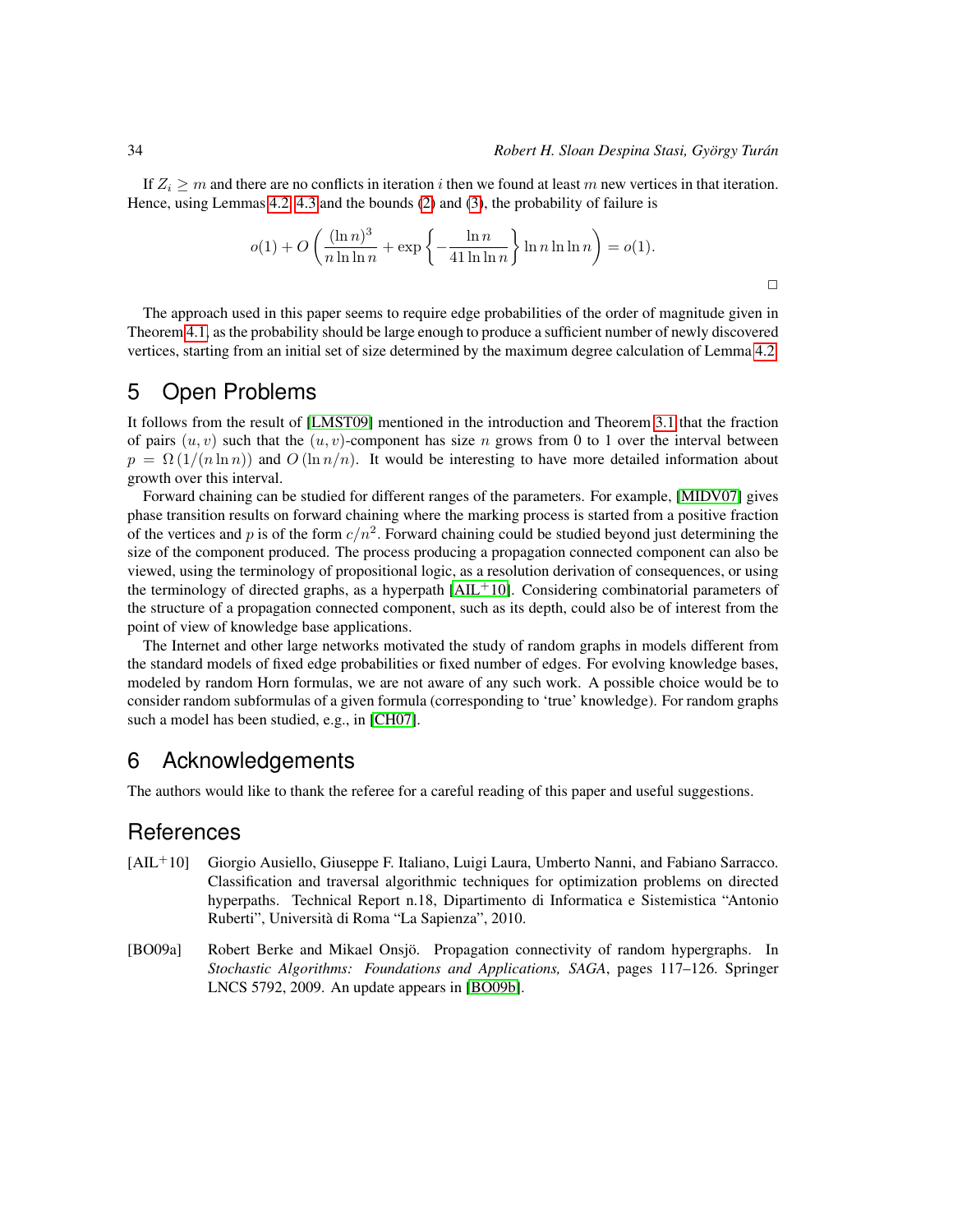If $Z_i \geq m$ and there are no conflicts in iteration $i$ then we found at least $m$ new vertices in that iteration. Hence, using Lemmas 4.2, 4.3 and the bounds (2) and (3), the probability of failure is

$$o(1) + O\left(\frac{(\ln n)^3}{n \ln \ln n} + \exp\left\{-\frac{\ln n}{41 \ln \ln n}\right\} \ln n \ln \ln n\right) = o(1).$$

□

The approach used in this paper seems to require edge probabilities of the order of magnitude given in Theorem 4.1, as the probability should be large enough to produce a sufficient number of newly discovered vertices, starting from an initial set of size determined by the maximum degree calculation of Lemma 4.2.

## 5 Open Problems

It follows from the result of [LMST09] mentioned in the introduction and Theorem 3.1 that the fraction of pairs $(u, v)$ such that the $(u, v)$-component has size $n$ grows from 0 to 1 over the interval between $p = \Omega(1/(n \ln n))$ and $O(\ln n/n)$. It would be interesting to have more detailed information about growth over this interval.

Forward chaining can be studied for different ranges of the parameters. For example, [MIDV07] gives phase transition results on forward chaining where the marking process is started from a positive fraction of the vertices and $p$ is of the form $c/n^2$. Forward chaining could be studied beyond just determining the size of the component produced. The process producing a propagation connected component can also be viewed, using the terminology of propositional logic, as a resolution derivation of consequences, or using the terminology of directed graphs, as a hyperpath [AIL+10]. Considering combinatorial parameters of the structure of a propagation connected component, such as its depth, could also be of interest from the point of view of knowledge base applications.

The Internet and other large networks motivated the study of random graphs in models different from the standard models of fixed edge probabilities or fixed number of edges. For evolving knowledge bases, modeled by random Horn formulas, we are not aware of any such work. A possible choice would be to consider random subformulas of a given formula (corresponding to 'true' knowledge). For random graphs such a model has been studied, e.g., in [CH07].

## 6 Acknowledgements

The authors would like to thank the referee for a careful reading of this paper and useful suggestions.

## References

[AIL+10] Giorgio Ausiello, Giuseppe F. Italiano, Luigi Laura, Umberto Nanni, and Fabiano Sarracco. Classification and traversal algorithmic techniques for optimization problems on directed hyperpaths. Technical Report n.18, Dipartimento di Informatica e Sistemistica "Antonio Ruberti", Università di Roma "La Sapienza", 2010.

[BO09a] Robert Berke and Mikael Onsjö. Propagation connectivity of random hypergraphs. In *Stochastic Algorithms: Foundations and Applications, SAGA*, pages 117–126. Springer LNCS 5792, 2009. An update appears in [BO09b].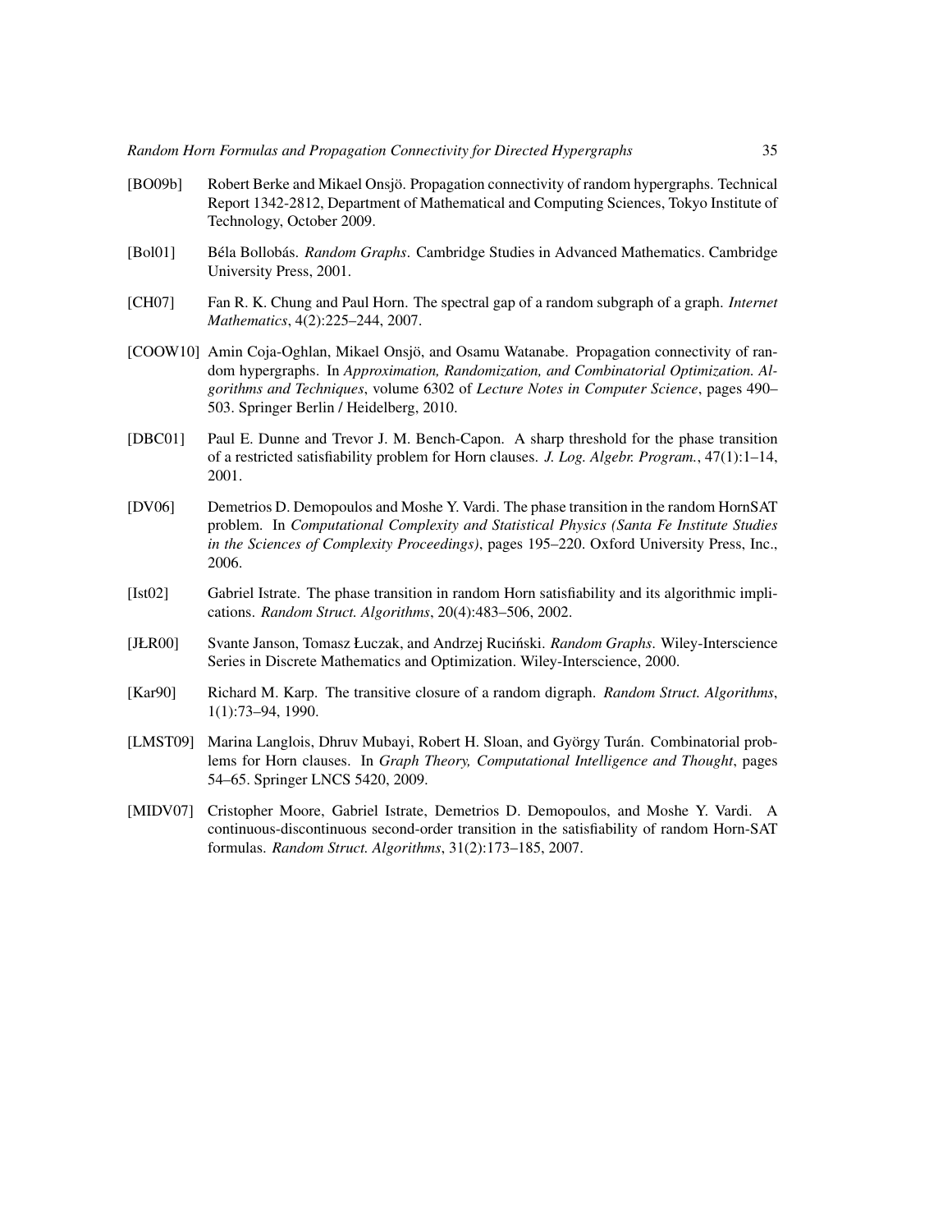[BO09b] Robert Berke and Mikael Onsjö. Propagation connectivity of random hypergraphs. Technical Report 1342-2812, Department of Mathematical and Computing Sciences, Tokyo Institute of Technology, October 2009.

[Bol01] Béla Bollobás. *Random Graphs*. Cambridge Studies in Advanced Mathematics. Cambridge University Press, 2001.

[CH07] Fan R. K. Chung and Paul Horn. The spectral gap of a random subgraph of a graph. *Internet Mathematics*, 4(2):225–244, 2007.

[COOW10] Amin Coja-Oghlan, Mikael Onsjö, and Osamu Watanabe. Propagation connectivity of random hypergraphs. In *Approximation, Randomization, and Combinatorial Optimization. Algorithms and Techniques*, volume 6302 of *Lecture Notes in Computer Science*, pages 490–503. Springer Berlin / Heidelberg, 2010.

[DBC01] Paul E. Dunne and Trevor J. M. Bench-Capon. A sharp threshold for the phase transition of a restricted satisfiability problem for Horn clauses. *J. Log. Algebr. Program.*, 47(1):1–14, 2001.

[DV06] Demetrios D. Demopoulos and Moshe Y. Vardi. The phase transition in the random HornSAT problem. In *Computational Complexity and Statistical Physics (Santa Fe Institute Studies in the Sciences of Complexity Proceedings)*, pages 195–220. Oxford University Press, Inc., 2006.

[Ist02] Gabriel Istrate. The phase transition in random Horn satisfiability and its algorithmic implications. *Random Struct. Algorithms*, 20(4):483–506, 2002.

[JŁR00] Svante Janson, Tomasz Łuczak, and Andrzej Ruciński. *Random Graphs*. Wiley-Interscience Series in Discrete Mathematics and Optimization. Wiley-Interscience, 2000.

[Kar90] Richard M. Karp. The transitive closure of a random digraph. *Random Struct. Algorithms*, 1(1):73–94, 1990.

[LMST09] Marina Langlois, Dhruv Mubayi, Robert H. Sloan, and György Turán. Combinatorial problems for Horn clauses. In *Graph Theory, Computational Intelligence and Thought*, pages 54–65. Springer LNCS 5420, 2009.

[MIDV07] Cristopher Moore, Gabriel Istrate, Demetrios D. Demopoulos, and Moshe Y. Vardi. A continuous-discontinuous second-order transition in the satisfiability of random Horn-SAT formulas. *Random Struct. Algorithms*, 31(2):173–185, 2007.